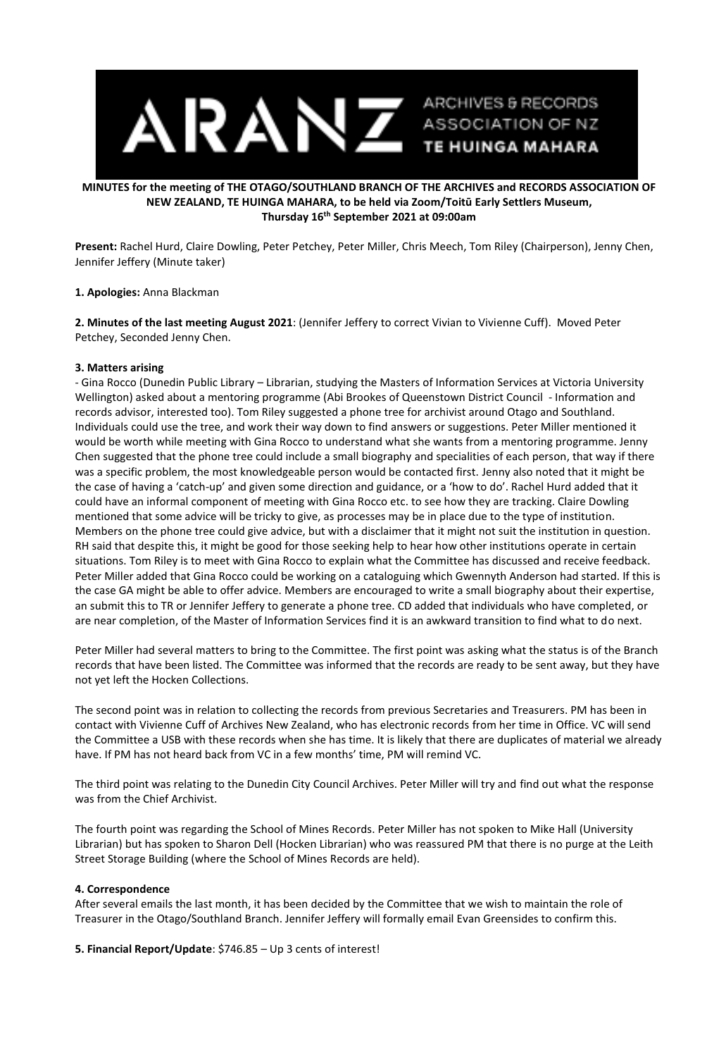ARANZ ARCHIVES & RECORDS ASSOCIATION OF NZ TE HUINGA MAHARA

**MINUTES for the meeting of THE OTAGO/SOUTHLAND BRANCH OF THE ARCHIVES and RECORDS ASSOCIATION OF NEW ZEALAND, TE HUINGA MAHARA, to be held via Zoom/Toitū Early Settlers Museum, Thursday 16th September 2021 at 09:00am**

**Present:** Rachel Hurd, Claire Dowling, Peter Petchey, Peter Miller, Chris Meech, Tom Riley (Chairperson), Jenny Chen, Jennifer Jeffery (Minute taker)

**1. Apologies:** Anna Blackman

**2. Minutes of the last meeting August 2021**: (Jennifer Jeffery to correct Vivian to Vivienne Cuff). Moved Peter Petchey, Seconded Jenny Chen.

**3. Matters arising**

- Gina Rocco (Dunedin Public Library – Librarian, studying the Masters of Information Services at Victoria University Wellington) asked about a mentoring programme (Abi Brookes of Queenstown District Council - Information and records advisor, interested too). Tom Riley suggested a phone tree for archivist around Otago and Southland. Individuals could use the tree, and work their way down to find answers or suggestions. Peter Miller mentioned it would be worth while meeting with Gina Rocco to understand what she wants from a mentoring programme. Jenny Chen suggested that the phone tree could include a small biography and specialities of each person, that way if there was a specific problem, the most knowledgeable person would be contacted first. Jenny also noted that it might be the case of having a 'catch-up' and given some direction and guidance, or a 'how to do'. Rachel Hurd added that it could have an informal component of meeting with Gina Rocco etc. to see how they are tracking. Claire Dowling mentioned that some advice will be tricky to give, as processes may be in place due to the type of institution. Members on the phone tree could give advice, but with a disclaimer that it might not suit the institution in question. RH said that despite this, it might be good for those seeking help to hear how other institutions operate in certain situations. Tom Riley is to meet with Gina Rocco to explain what the Committee has discussed and receive feedback. Peter Miller added that Gina Rocco could be working on a cataloguing which Gwennyth Anderson had started. If this is the case GA might be able to offer advice. Members are encouraged to write a small biography about their expertise, an submit this to TR or Jennifer Jeffery to generate a phone tree. CD added that individuals who have completed, or are near completion, of the Master of Information Services find it is an awkward transition to find what to do next.

Peter Miller had several matters to bring to the Committee. The first point was asking what the status is of the Branch records that have been listed. The Committee was informed that the records are ready to be sent away, but they have not yet left the Hocken Collections.

The second point was in relation to collecting the records from previous Secretaries and Treasurers. PM has been in contact with Vivienne Cuff of Archives New Zealand, who has electronic records from her time in Office. VC will send the Committee a USB with these records when she has time. It is likely that there are duplicates of material we already have. If PM has not heard back from VC in a few months' time, PM will remind VC.

The third point was relating to the Dunedin City Council Archives. Peter Miller will try and find out what the response was from the Chief Archivist.

The fourth point was regarding the School of Mines Records. Peter Miller has not spoken to Mike Hall (University Librarian) but has spoken to Sharon Dell (Hocken Librarian) who was reassured PM that there is no purge at the Leith Street Storage Building (where the School of Mines Records are held).

**4. Correspondence**

After several emails the last month, it has been decided by the Committee that we wish to maintain the role of Treasurer in the Otago/Southland Branch. Jennifer Jeffery will formally email Evan Greensides to confirm this.

**5. Financial Report/Update**: $746.85 – Up 3 cents of interest!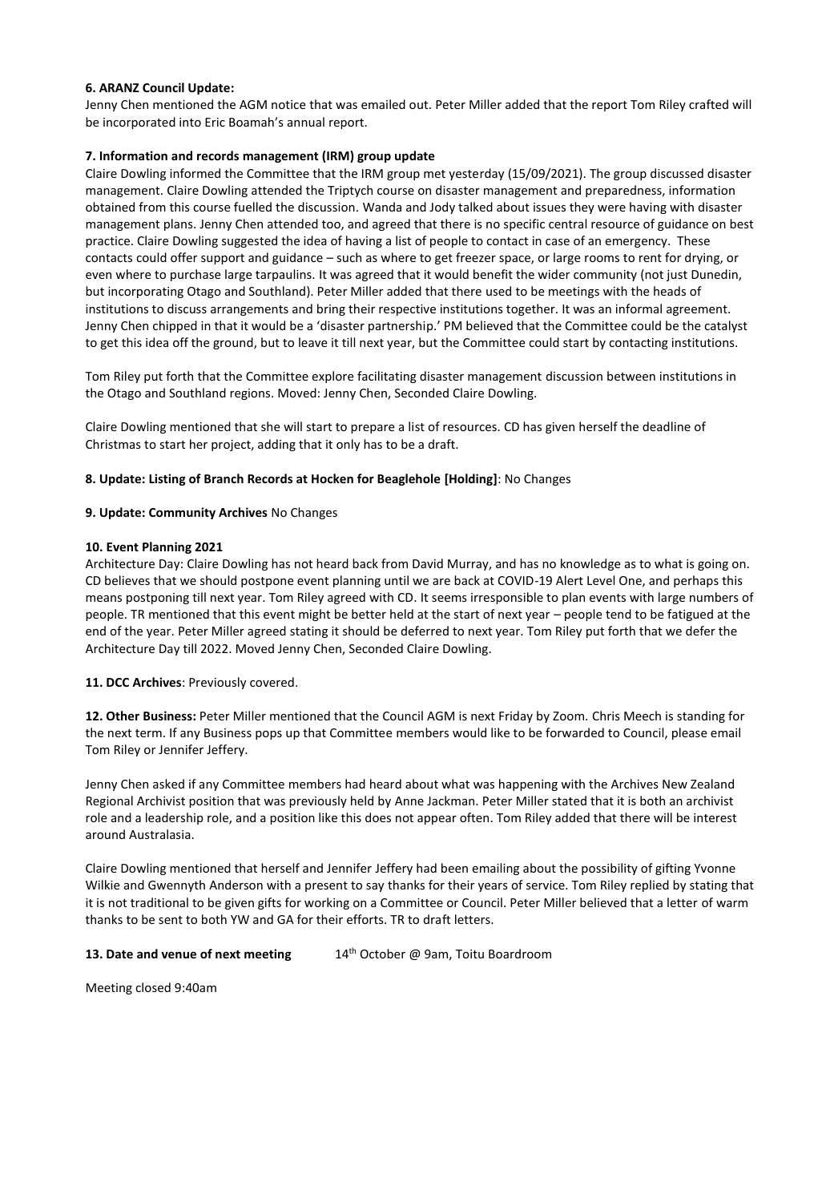**6. ARANZ Council Update:**

Jenny Chen mentioned the AGM notice that was emailed out. Peter Miller added that the report Tom Riley crafted will be incorporated into Eric Boamah's annual report.

**7. Information and records management (IRM) group update**

Claire Dowling informed the Committee that the IRM group met yesterday (15/09/2021). The group discussed disaster management. Claire Dowling attended the Triptych course on disaster management and preparedness, information obtained from this course fuelled the discussion. Wanda and Jody talked about issues they were having with disaster management plans. Jenny Chen attended too, and agreed that there is no specific central resource of guidance on best practice. Claire Dowling suggested the idea of having a list of people to contact in case of an emergency. These contacts could offer support and guidance – such as where to get freezer space, or large rooms to rent for drying, or even where to purchase large tarpaulins. It was agreed that it would benefit the wider community (not just Dunedin, but incorporating Otago and Southland). Peter Miller added that there used to be meetings with the heads of institutions to discuss arrangements and bring their respective institutions together. It was an informal agreement. Jenny Chen chipped in that it would be a 'disaster partnership.' PM believed that the Committee could be the catalyst to get this idea off the ground, but to leave it till next year, but the Committee could start by contacting institutions.

Tom Riley put forth that the Committee explore facilitating disaster management discussion between institutions in the Otago and Southland regions. Moved: Jenny Chen, Seconded Claire Dowling.

Claire Dowling mentioned that she will start to prepare a list of resources. CD has given herself the deadline of Christmas to start her project, adding that it only has to be a draft.

**8. Update: Listing of Branch Records at Hocken for Beaglehole [Holding]**: No Changes

**9. Update: Community Archives** No Changes

**10. Event Planning 2021**

Architecture Day: Claire Dowling has not heard back from David Murray, and has no knowledge as to what is going on. CD believes that we should postpone event planning until we are back at COVID-19 Alert Level One, and perhaps this means postponing till next year. Tom Riley agreed with CD. It seems irresponsible to plan events with large numbers of people. TR mentioned that this event might be better held at the start of next year – people tend to be fatigued at the end of the year. Peter Miller agreed stating it should be deferred to next year. Tom Riley put forth that we defer the Architecture Day till 2022. Moved Jenny Chen, Seconded Claire Dowling.

**11. DCC Archives**: Previously covered.

**12. Other Business:** Peter Miller mentioned that the Council AGM is next Friday by Zoom. Chris Meech is standing for the next term. If any Business pops up that Committee members would like to be forwarded to Council, please email Tom Riley or Jennifer Jeffery.

Jenny Chen asked if any Committee members had heard about what was happening with the Archives New Zealand Regional Archivist position that was previously held by Anne Jackman. Peter Miller stated that it is both an archivist role and a leadership role, and a position like this does not appear often. Tom Riley added that there will be interest around Australasia.

Claire Dowling mentioned that herself and Jennifer Jeffery had been emailing about the possibility of gifting Yvonne Wilkie and Gwennyth Anderson with a present to say thanks for their years of service. Tom Riley replied by stating that it is not traditional to be given gifts for working on a Committee or Council. Peter Miller believed that a letter of warm thanks to be sent to both YW and GA for their efforts. TR to draft letters.

**13. Date and venue of next meeting** 14th October @ 9am, Toitu Boardroom

Meeting closed 9:40am